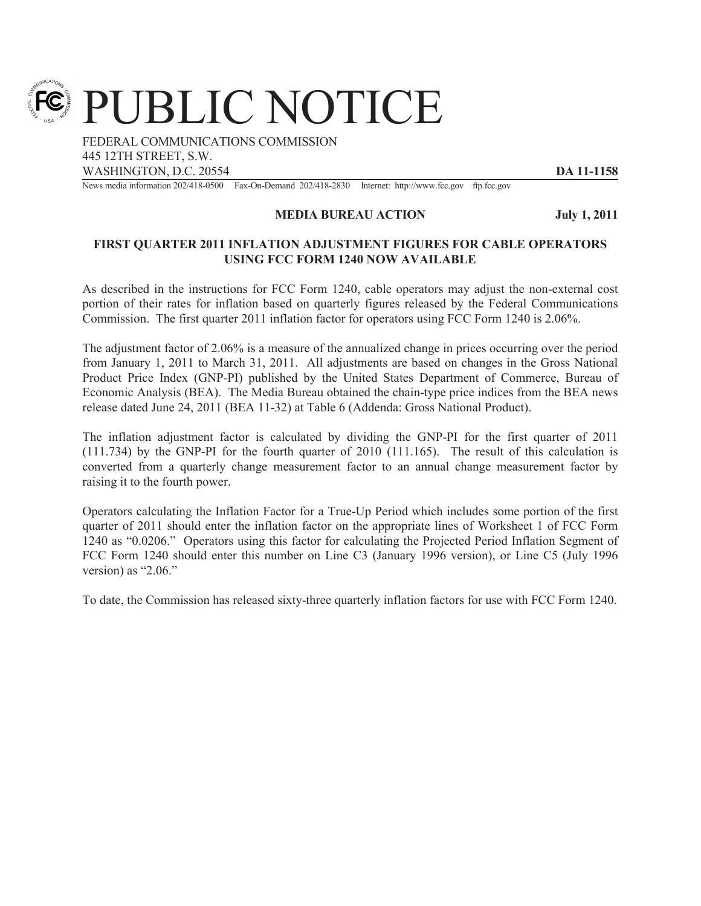# PUBLIC NOTICE

FEDERAL COMMUNICATIONS COMMISSION
445 12TH STREET, S.W.
WASHINGTON, D.C. 20554

**DA 11-1158**

News media information 202/418-0500 Fax-On-Demand 202/418-2830 Internet: http://www.fcc.gov ftp.fcc.gov

**MEDIA BUREAU ACTION** **July 1, 2011**

**FIRST QUARTER 2011 INFLATION ADJUSTMENT FIGURES FOR CABLE OPERATORS USING FCC FORM 1240 NOW AVAILABLE**

As described in the instructions for FCC Form 1240, cable operators may adjust the non-external cost portion of their rates for inflation based on quarterly figures released by the Federal Communications Commission. The first quarter 2011 inflation factor for operators using FCC Form 1240 is 2.06%.

The adjustment factor of 2.06% is a measure of the annualized change in prices occurring over the period from January 1, 2011 to March 31, 2011. All adjustments are based on changes in the Gross National Product Price Index (GNP-PI) published by the United States Department of Commerce, Bureau of Economic Analysis (BEA). The Media Bureau obtained the chain-type price indices from the BEA news release dated June 24, 2011 (BEA 11-32) at Table 6 (Addenda: Gross National Product).

The inflation adjustment factor is calculated by dividing the GNP-PI for the first quarter of 2011 (111.734) by the GNP-PI for the fourth quarter of 2010 (111.165). The result of this calculation is converted from a quarterly change measurement factor to an annual change measurement factor by raising it to the fourth power.

Operators calculating the Inflation Factor for a True-Up Period which includes some portion of the first quarter of 2011 should enter the inflation factor on the appropriate lines of Worksheet 1 of FCC Form 1240 as "0.0206." Operators using this factor for calculating the Projected Period Inflation Segment of FCC Form 1240 should enter this number on Line C3 (January 1996 version), or Line C5 (July 1996 version) as "2.06."

To date, the Commission has released sixty-three quarterly inflation factors for use with FCC Form 1240.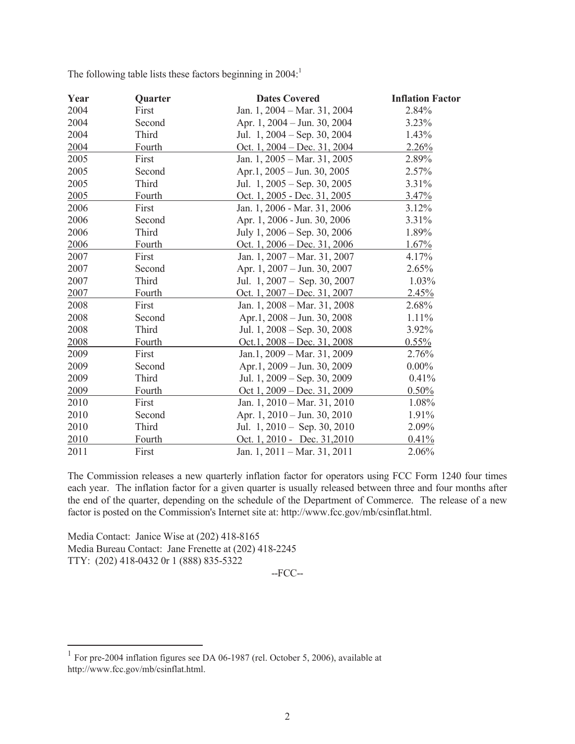The following table lists these factors beginning in 2004:[1]

| Year | Quarter | Dates Covered | Inflation Factor |
|---|---|---|---|
| 2004 | First | Jan. 1, 2004 – Mar. 31, 2004 | 2.84% |
| 2004 | Second | Apr. 1, 2004 – Jun. 30, 2004 | 3.23% |
| 2004 | Third | Jul. 1, 2004 – Sep. 30, 2004 | 1.43% |
| 2004 | Fourth | Oct. 1, 2004 – Dec. 31, 2004 | 2.26% |
| 2005 | First | Jan. 1, 2005 – Mar. 31, 2005 | 2.89% |
| 2005 | Second | Apr.1, 2005 – Jun. 30, 2005 | 2.57% |
| 2005 | Third | Jul. 1, 2005 – Sep. 30, 2005 | 3.31% |
| 2005 | Fourth | Oct. 1, 2005 - Dec. 31, 2005 | 3.47% |
| 2006 | First | Jan. 1, 2006 - Mar. 31, 2006 | 3.12% |
| 2006 | Second | Apr. 1, 2006 - Jun. 30, 2006 | 3.31% |
| 2006 | Third | July 1, 2006 – Sep. 30, 2006 | 1.89% |
| 2006 | Fourth | Oct. 1, 2006 – Dec. 31, 2006 | 1.67% |
| 2007 | First | Jan. 1, 2007 – Mar. 31, 2007 | 4.17% |
| 2007 | Second | Apr. 1, 2007 – Jun. 30, 2007 | 2.65% |
| 2007 | Third | Jul. 1, 2007 – Sep. 30, 2007 | 1.03% |
| 2007 | Fourth | Oct. 1, 2007 – Dec. 31, 2007 | 2.45% |
| 2008 | First | Jan. 1, 2008 – Mar. 31, 2008 | 2.68% |
| 2008 | Second | Apr.1, 2008 – Jun. 30, 2008 | 1.11% |
| 2008 | Third | Jul. 1, 2008 – Sep. 30, 2008 | 3.92% |
| 2008 | Fourth | Oct.1, 2008 – Dec. 31, 2008 | 0.55% |
| 2009 | First | Jan.1, 2009 – Mar. 31, 2009 | 2.76% |
| 2009 | Second | Apr.1, 2009 – Jun. 30, 2009 | 0.00% |
| 2009 | Third | Jul. 1, 2009 – Sep. 30, 2009 | 0.41% |
| 2009 | Fourth | Oct 1, 2009 – Dec. 31, 2009 | 0.50% |
| 2010 | First | Jan. 1, 2010 – Mar. 31, 2010 | 1.08% |
| 2010 | Second | Apr. 1, 2010 – Jun. 30, 2010 | 1.91% |
| 2010 | Third | Jul. 1, 2010 – Sep. 30, 2010 | 2.09% |
| 2010 | Fourth | Oct. 1, 2010 - Dec. 31,2010 | 0.41% |
| 2011 | First | Jan. 1, 2011 – Mar. 31, 2011 | 2.06% |

The Commission releases a new quarterly inflation factor for operators using FCC Form 1240 four times each year. The inflation factor for a given quarter is usually released between three and four months after the end of the quarter, depending on the schedule of the Department of Commerce. The release of a new factor is posted on the Commission's Internet site at: http://www.fcc.gov/mb/csinflat.html.

Media Contact: Janice Wise at (202) 418-8165
Media Bureau Contact: Jane Frenette at (202) 418-2245
TTY: (202) 418-0432 0r 1 (888) 835-5322

--FCC--

[1] For pre-2004 inflation figures see DA 06-1987 (rel. October 5, 2006), available at http://www.fcc.gov/mb/csinflat.html.